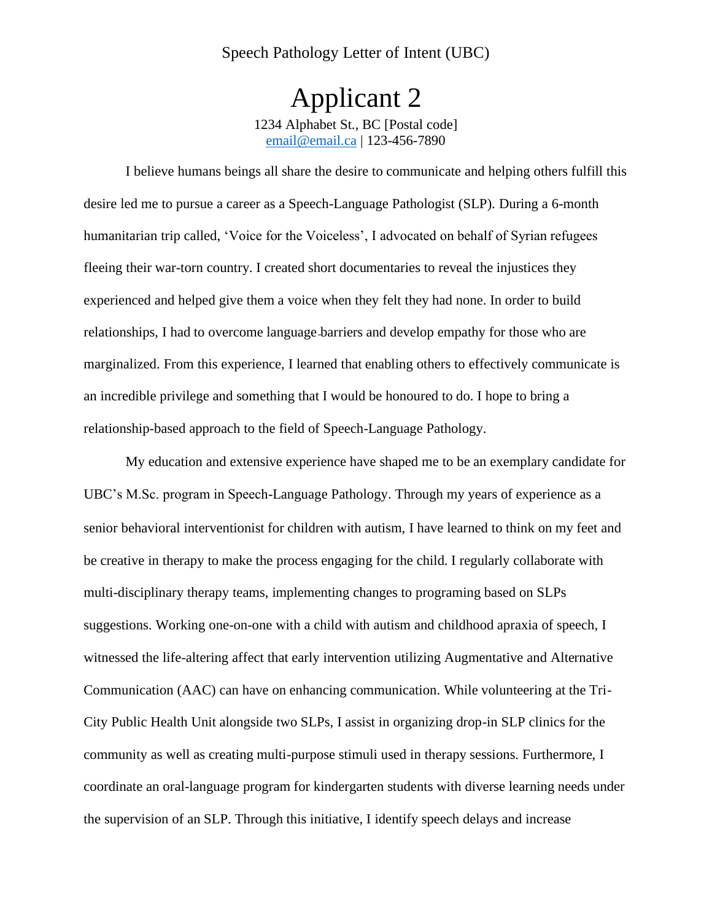Speech Pathology Letter of Intent (UBC)

# Applicant 2

1234 Alphabet St., BC [Postal code]
email@email.ca | 123-456-7890

I believe humans beings all share the desire to communicate and helping others fulfill this desire led me to pursue a career as a Speech-Language Pathologist (SLP). During a 6-month humanitarian trip called, 'Voice for the Voiceless', I advocated on behalf of Syrian refugees fleeing their war-torn country. I created short documentaries to reveal the injustices they experienced and helped give them a voice when they felt they had none. In order to build relationships, I had to overcome language barriers and develop empathy for those who are marginalized. From this experience, I learned that enabling others to effectively communicate is an incredible privilege and something that I would be honoured to do. I hope to bring a relationship-based approach to the field of Speech-Language Pathology.

My education and extensive experience have shaped me to be an exemplary candidate for UBC's M.Sc. program in Speech-Language Pathology. Through my years of experience as a senior behavioral interventionist for children with autism, I have learned to think on my feet and be creative in therapy to make the process engaging for the child. I regularly collaborate with multi-disciplinary therapy teams, implementing changes to programing based on SLPs suggestions. Working one-on-one with a child with autism and childhood apraxia of speech, I witnessed the life-altering affect that early intervention utilizing Augmentative and Alternative Communication (AAC) can have on enhancing communication. While volunteering at the Tri-City Public Health Unit alongside two SLPs, I assist in organizing drop-in SLP clinics for the community as well as creating multi-purpose stimuli used in therapy sessions. Furthermore, I coordinate an oral-language program for kindergarten students with diverse learning needs under the supervision of an SLP. Through this initiative, I identify speech delays and increase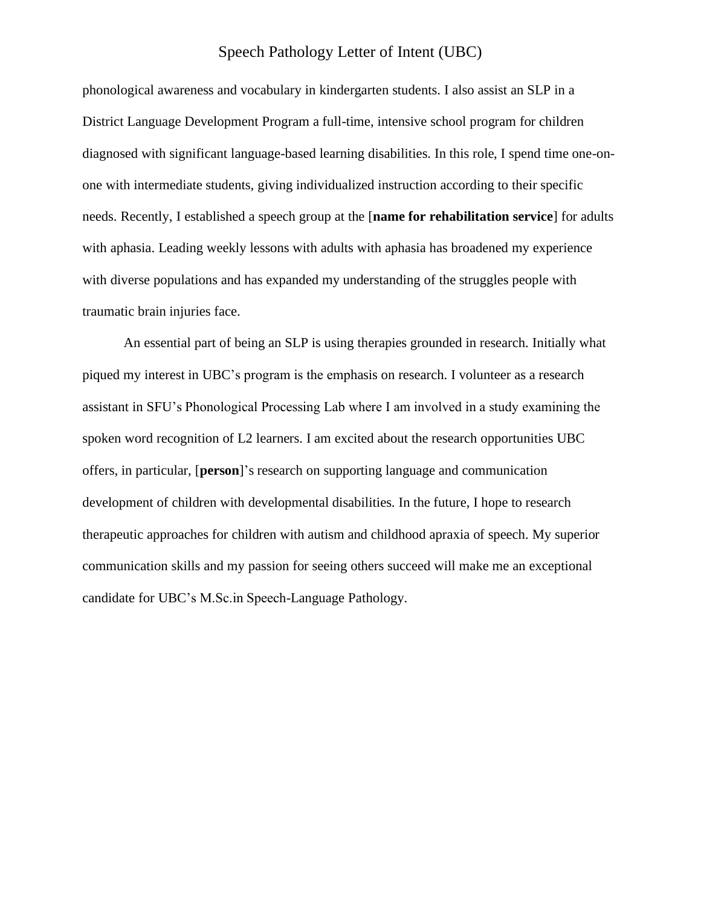phonological awareness and vocabulary in kindergarten students. I also assist an SLP in a District Language Development Program a full-time, intensive school program for children diagnosed with significant language-based learning disabilities. In this role, I spend time one-on-one with intermediate students, giving individualized instruction according to their specific needs. Recently, I established a speech group at the [**name for rehabilitation service**] for adults with aphasia. Leading weekly lessons with adults with aphasia has broadened my experience with diverse populations and has expanded my understanding of the struggles people with traumatic brain injuries face.

An essential part of being an SLP is using therapies grounded in research. Initially what piqued my interest in UBC's program is the emphasis on research. I volunteer as a research assistant in SFU's Phonological Processing Lab where I am involved in a study examining the spoken word recognition of L2 learners. I am excited about the research opportunities UBC offers, in particular, [**person**]'s research on supporting language and communication development of children with developmental disabilities. In the future, I hope to research therapeutic approaches for children with autism and childhood apraxia of speech. My superior communication skills and my passion for seeing others succeed will make me an exceptional candidate for UBC's M.Sc.in Speech-Language Pathology.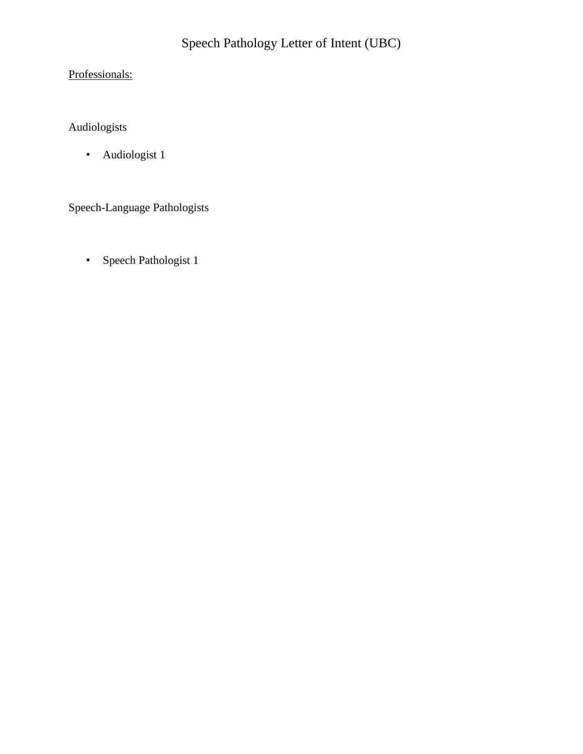# Speech Pathology Letter of Intent (UBC)

<u>Professionals:</u>

Audiologists

- Audiologist 1

Speech-Language Pathologists

- Speech Pathologist 1